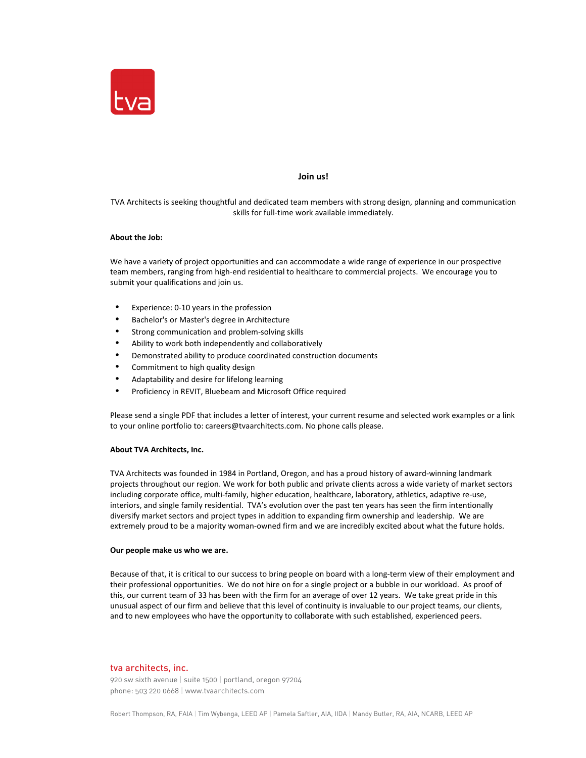tva

**Join us!**

TVA Architects is seeking thoughtful and dedicated team members with strong design, planning and communication skills for full-time work available immediately.

**About the Job:**

We have a variety of project opportunities and can accommodate a wide range of experience in our prospective team members, ranging from high-end residential to healthcare to commercial projects. We encourage you to submit your qualifications and join us.

- Experience: 0-10 years in the profession
- Bachelor's or Master's degree in Architecture
- Strong communication and problem-solving skills
- Ability to work both independently and collaboratively
- Demonstrated ability to produce coordinated construction documents
- Commitment to high quality design
- Adaptability and desire for lifelong learning
- Proficiency in REVIT, Bluebeam and Microsoft Office required

Please send a single PDF that includes a letter of interest, your current resume and selected work examples or a link to your online portfolio to: careers@tvaarchitects.com. No phone calls please.

**About TVA Architects, Inc.**

TVA Architects was founded in 1984 in Portland, Oregon, and has a proud history of award-winning landmark projects throughout our region. We work for both public and private clients across a wide variety of market sectors including corporate office, multi-family, higher education, healthcare, laboratory, athletics, adaptive re-use, interiors, and single family residential. TVA's evolution over the past ten years has seen the firm intentionally diversify market sectors and project types in addition to expanding firm ownership and leadership. We are extremely proud to be a majority woman-owned firm and we are incredibly excited about what the future holds.

**Our people make us who we are.**

Because of that, it is critical to our success to bring people on board with a long-term view of their employment and their professional opportunities. We do not hire on for a single project or a bubble in our workload. As proof of this, our current team of 33 has been with the firm for an average of over 12 years. We take great pride in this unusual aspect of our firm and believe that this level of continuity is invaluable to our project teams, our clients, and to new employees who have the opportunity to collaborate with such established, experienced peers.

tva architects, inc.
920 sw sixth avenue | suite 1500 | portland, oregon 97204
phone: 503 220 0668 | www.tvaarchitects.com

Robert Thompson, RA, FAIA | Tim Wybenga, LEED AP | Pamela Saftler, AIA, IIDA | Mandy Butler, RA, AIA, NCARB, LEED AP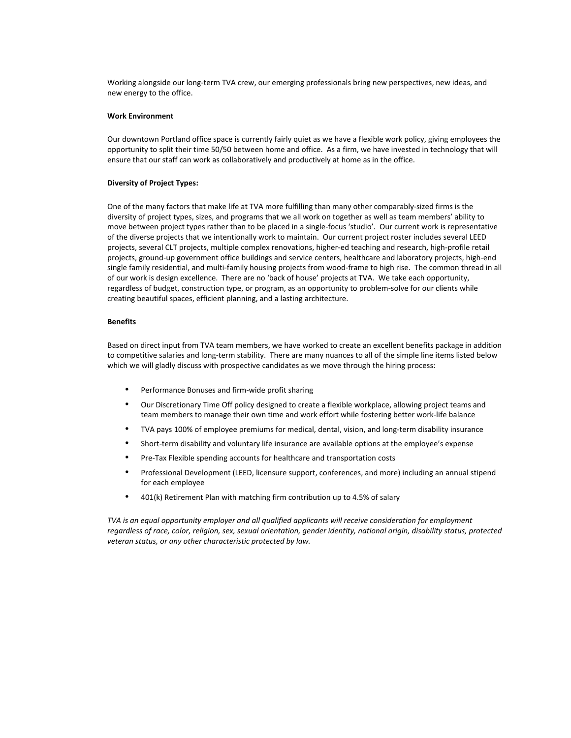Working alongside our long-term TVA crew, our emerging professionals bring new perspectives, new ideas, and new energy to the office.

**Work Environment**

Our downtown Portland office space is currently fairly quiet as we have a flexible work policy, giving employees the opportunity to split their time 50/50 between home and office. As a firm, we have invested in technology that will ensure that our staff can work as collaboratively and productively at home as in the office.

**Diversity of Project Types:**

One of the many factors that make life at TVA more fulfilling than many other comparably-sized firms is the diversity of project types, sizes, and programs that we all work on together as well as team members' ability to move between project types rather than to be placed in a single-focus 'studio'. Our current work is representative of the diverse projects that we intentionally work to maintain. Our current project roster includes several LEED projects, several CLT projects, multiple complex renovations, higher-ed teaching and research, high-profile retail projects, ground-up government office buildings and service centers, healthcare and laboratory projects, high-end single family residential, and multi-family housing projects from wood-frame to high rise. The common thread in all of our work is design excellence. There are no 'back of house' projects at TVA. We take each opportunity, regardless of budget, construction type, or program, as an opportunity to problem-solve for our clients while creating beautiful spaces, efficient planning, and a lasting architecture.

**Benefits**

Based on direct input from TVA team members, we have worked to create an excellent benefits package in addition to competitive salaries and long-term stability. There are many nuances to all of the simple line items listed below which we will gladly discuss with prospective candidates as we move through the hiring process:

- Performance Bonuses and firm-wide profit sharing
- Our Discretionary Time Off policy designed to create a flexible workplace, allowing project teams and team members to manage their own time and work effort while fostering better work-life balance
- TVA pays 100% of employee premiums for medical, dental, vision, and long-term disability insurance
- Short-term disability and voluntary life insurance are available options at the employee's expense
- Pre-Tax Flexible spending accounts for healthcare and transportation costs
- Professional Development (LEED, licensure support, conferences, and more) including an annual stipend for each employee
- 401(k) Retirement Plan with matching firm contribution up to 4.5% of salary

*TVA is an equal opportunity employer and all qualified applicants will receive consideration for employment regardless of race, color, religion, sex, sexual orientation, gender identity, national origin, disability status, protected veteran status, or any other characteristic protected by law.*